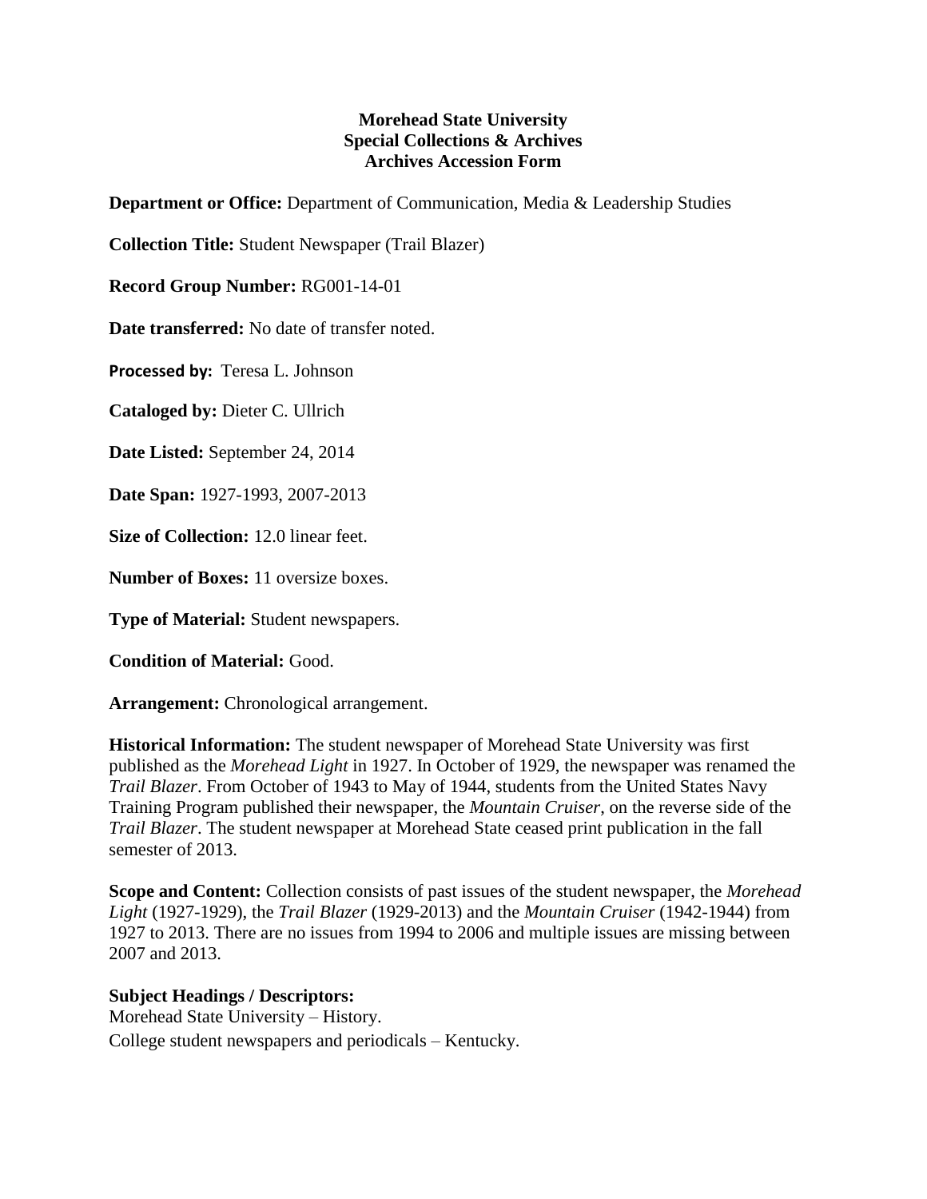**Morehead State University**
**Special Collections & Archives**
**Archives Accession Form**

**Department or Office:** Department of Communication, Media & Leadership Studies

**Collection Title:** Student Newspaper (Trail Blazer)

**Record Group Number:** RG001-14-01

**Date transferred:** No date of transfer noted.

**Processed by:** Teresa L. Johnson

**Cataloged by:** Dieter C. Ullrich

**Date Listed:** September 24, 2014

**Date Span:** 1927-1993, 2007-2013

**Size of Collection:** 12.0 linear feet.

**Number of Boxes:** 11 oversize boxes.

**Type of Material:** Student newspapers.

**Condition of Material:** Good.

**Arrangement:** Chronological arrangement.

**Historical Information:** The student newspaper of Morehead State University was first published as the *Morehead Light* in 1927. In October of 1929, the newspaper was renamed the *Trail Blazer*. From October of 1943 to May of 1944, students from the United States Navy Training Program published their newspaper, the *Mountain Cruiser*, on the reverse side of the *Trail Blazer*. The student newspaper at Morehead State ceased print publication in the fall semester of 2013.

**Scope and Content:** Collection consists of past issues of the student newspaper, the *Morehead Light* (1927-1929), the *Trail Blazer* (1929-2013) and the *Mountain Cruiser* (1942-1944) from 1927 to 2013. There are no issues from 1994 to 2006 and multiple issues are missing between 2007 and 2013.

**Subject Headings / Descriptors:**

Morehead State University – History.

College student newspapers and periodicals – Kentucky.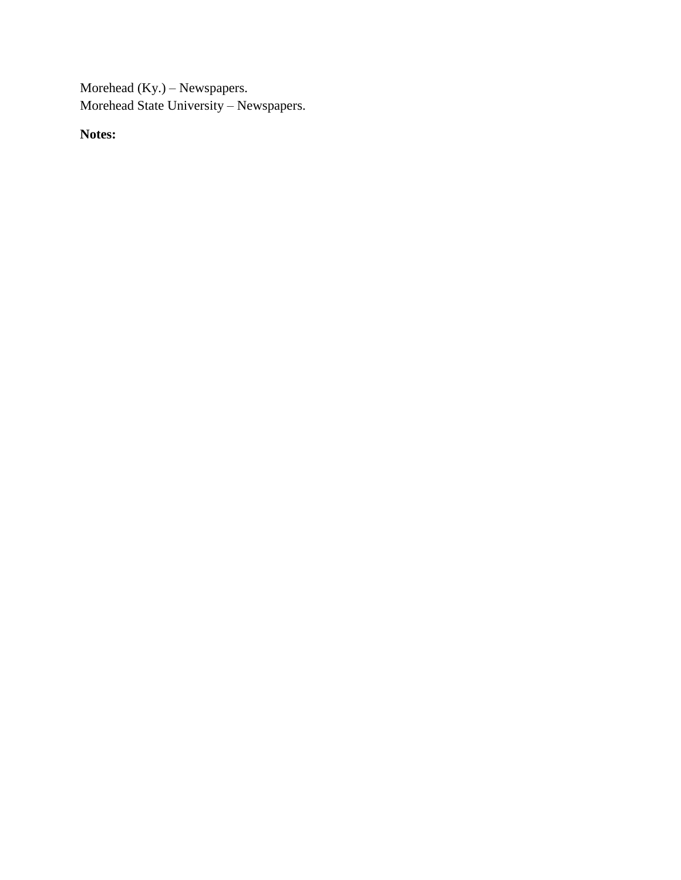Morehead (Ky.) – Newspapers.
Morehead State University – Newspapers.

**Notes:**